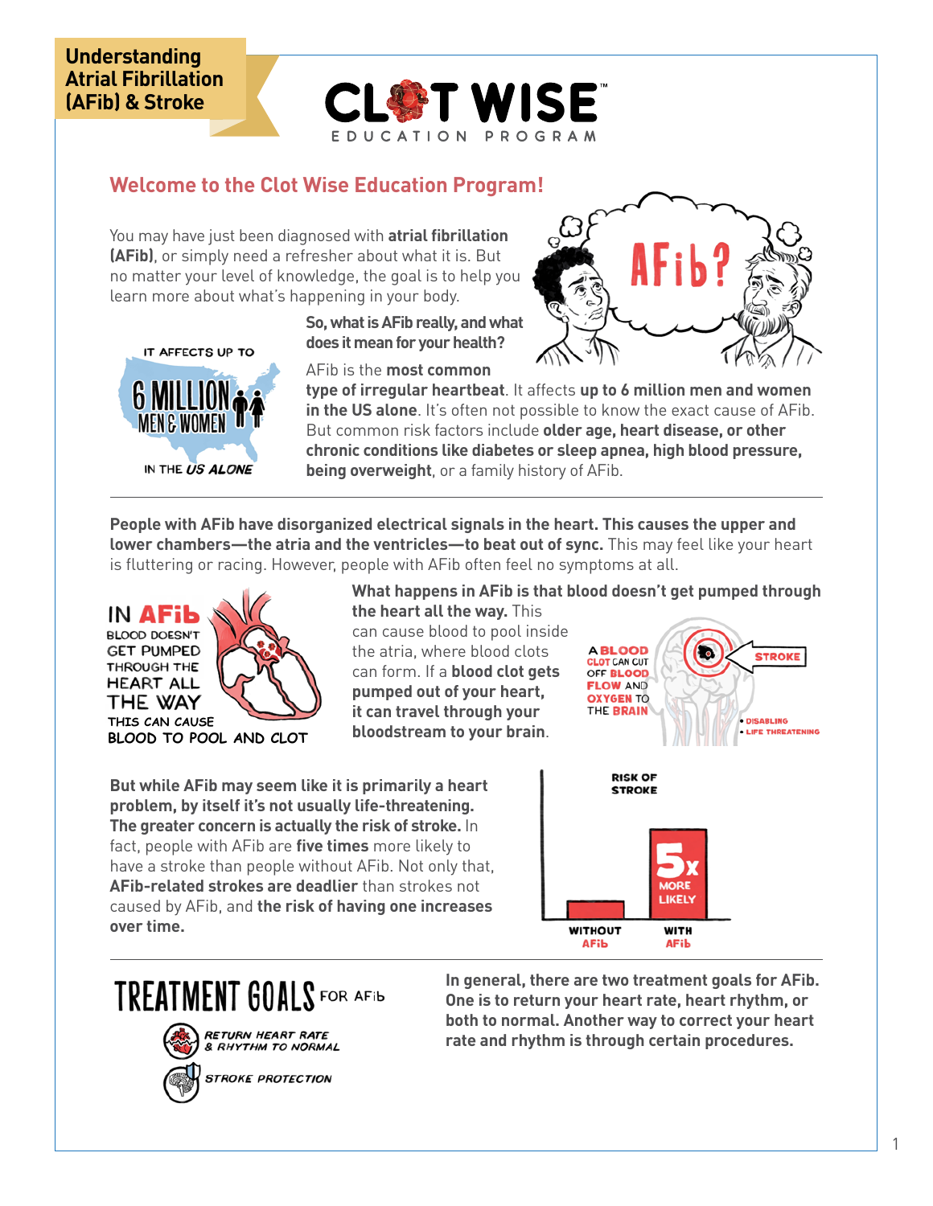# Understanding Atrial Fibrillation (AFib) & Stroke

CLOT WISE™ EDUCATION PROGRAM

## Welcome to the Clot Wise Education Program!

You may have just been diagnosed with **atrial fibrillation (AFib)**, or simply need a refresher about what it is. But no matter your level of knowledge, the goal is to help you learn more about what's happening in your body.

IT AFFECTS UP TO 6 MILLION MEN & WOMEN IN THE *US ALONE*

**So, what is AFib really, and what does it mean for your health?**

AFib is the **most common type of irregular heartbeat**. It affects **up to 6 million men and women in the US alone**. It's often not possible to know the exact cause of AFib. But common risk factors include **older age, heart disease, or other chronic conditions like diabetes or sleep apnea, high blood pressure, being overweight**, or a family history of AFib.

**People with AFib have disorganized electrical signals in the heart. This causes the upper and lower chambers—the atria and the ventricles—to beat out of sync.** This may feel like your heart is fluttering or racing. However, people with AFib often feel no symptoms at all.

IN AFib BLOOD DOESN'T GET PUMPED THROUGH THE HEART ALL THE WAY THIS CAN CAUSE BLOOD TO POOL AND CLOT

**What happens in AFib is that blood doesn't get pumped through the heart all the way.** This can cause blood to pool inside the atria, where blood clots can form. If a **blood clot gets pumped out of your heart, it can travel through your bloodstream to your brain**.

A BLOOD CLOT CAN CUT OFF BLOOD FLOW AND OXYGEN TO THE BRAIN — STROKE
- DISABLING
- LIFE THREATENING

**But while AFib may seem like it is primarily a heart problem, by itself it's not usually life-threatening. The greater concern is actually the risk of stroke.** In fact, people with AFib are **five times** more likely to have a stroke than people without AFib. Not only that, **AFib-related strokes are deadlier** than strokes not caused by AFib, and **the risk of having one increases over time.**

RISK OF STROKE: WITHOUT AFib vs. WITH AFib — 5x MORE LIKELY

## TREATMENT GOALS FOR AFib

- *RETURN HEART RATE & RHYTHM TO NORMAL*
- *STROKE PROTECTION*

**In general, there are two treatment goals for AFib. One is to return your heart rate, heart rhythm, or both to normal. Another way to correct your heart rate and rhythm is through certain procedures.**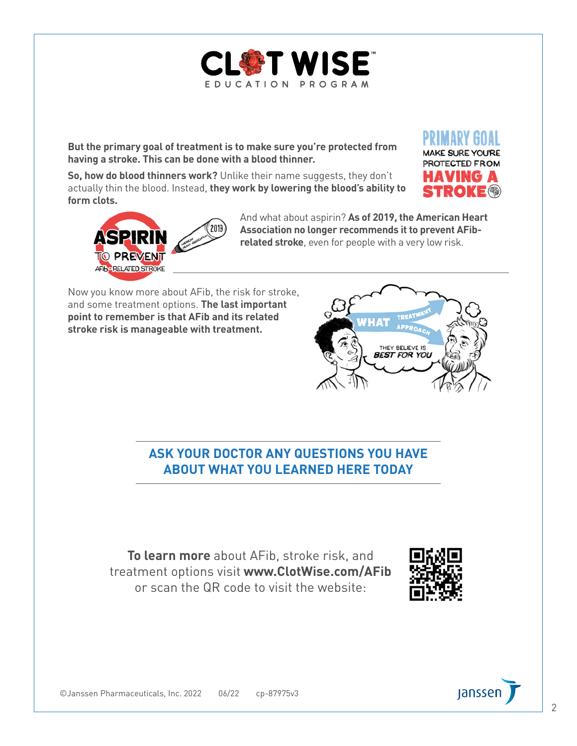# CLOT WISE™
EDUCATION PROGRAM

**But the primary goal of treatment is to make sure you're protected from having a stroke. This can be done with a blood thinner.**

PRIMARY GOAL
MAKE SURE YOU'RE PROTECTED FROM
HAVING A STROKE

**So, how do blood thinners work?** Unlike their name suggests, they don't actually thin the blood. Instead, **they work by lowering the blood's ability to form clots.**

ASPIRIN TO PREVENT AFib-RELATED STROKE

And what about aspirin? **As of 2019, the American Heart Association no longer recommends it to prevent AFib-related stroke**, even for people with a very low risk.

Now you know more about AFib, the risk for stroke, and some treatment options. **The last important point to remember is that AFib and its related stroke risk is manageable with treatment.**

WHAT TREATMENT APPROACH THEY BELIEVE IS *BEST FOR YOU*

## ASK YOUR DOCTOR ANY QUESTIONS YOU HAVE ABOUT WHAT YOU LEARNED HERE TODAY

**To learn more** about AFib, stroke risk, and treatment options visit **www.ClotWise.com/AFib** or scan the QR code to visit the website:

©Janssen Pharmaceuticals, Inc. 2022 06/22 cp-87975v3

janssen